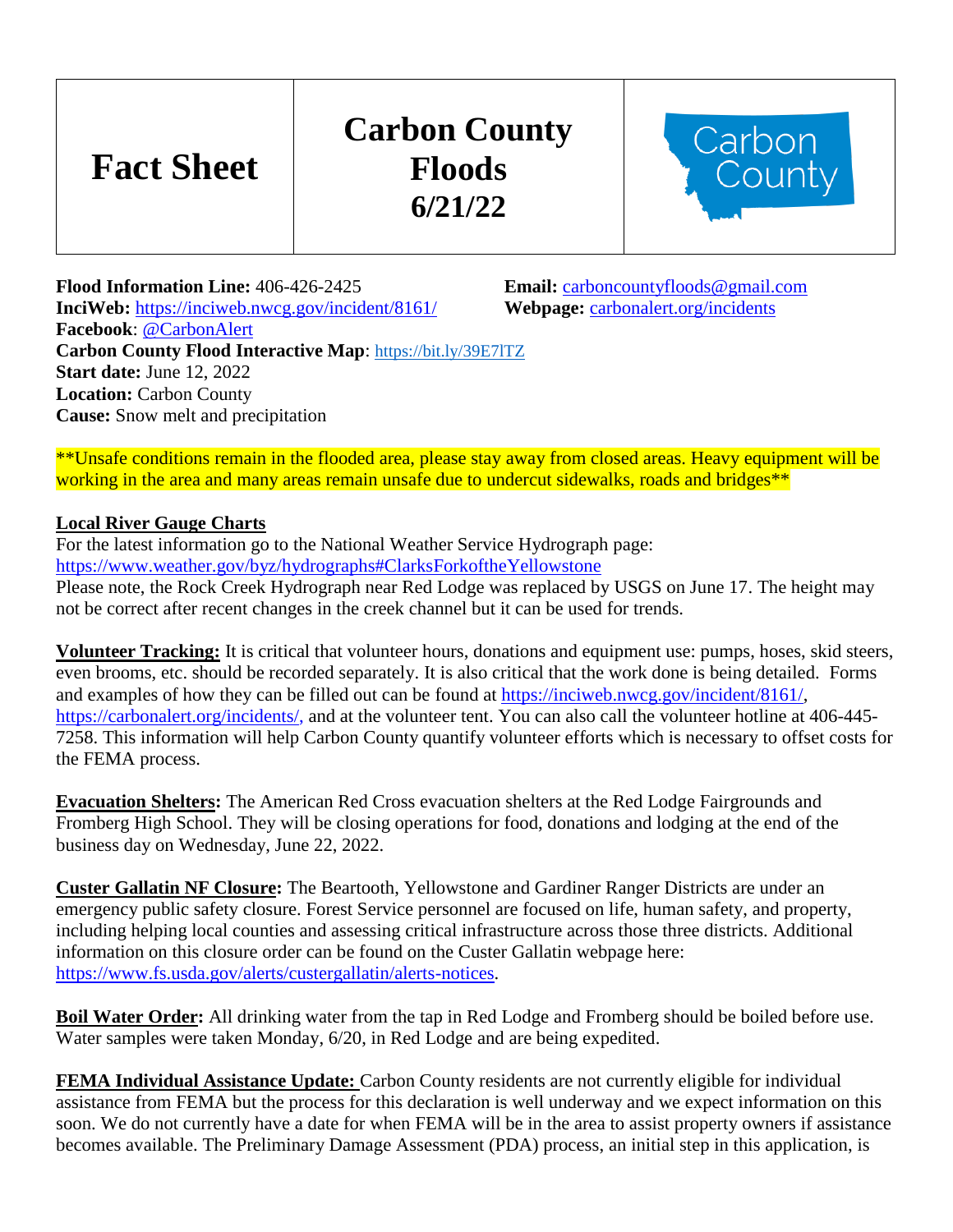| Fact Sheet | Carbon County Floods 6/21/22 | Carbon County |
|---|---|---|

**Flood Information Line:** 406-426-2425
**Email:** carboncountyfloods@gmail.com
**InciWeb:** https://inciweb.nwcg.gov/incident/8161/
**Webpage:** carbonalert.org/incidents
**Facebook**: @CarbonAlert
**Carbon County Flood Interactive Map**: https://bit.ly/39E7lTZ
**Start date:** June 12, 2022
**Location:** Carbon County
**Cause:** Snow melt and precipitation

**Unsafe conditions remain in the flooded area, please stay away from closed areas. Heavy equipment will be working in the area and many areas remain unsafe due to undercut sidewalks, roads and bridges**

**Local River Gauge Charts**
For the latest information go to the National Weather Service Hydrograph page: https://www.weather.gov/byz/hydrographs#ClarksForkoftheYellowstone
Please note, the Rock Creek Hydrograph near Red Lodge was replaced by USGS on June 17. The height may not be correct after recent changes in the creek channel but it can be used for trends.

**Volunteer Tracking:** It is critical that volunteer hours, donations and equipment use: pumps, hoses, skid steers, even brooms, etc. should be recorded separately. It is also critical that the work done is being detailed. Forms and examples of how they can be filled out can be found at https://inciweb.nwcg.gov/incident/8161/, https://carbonalert.org/incidents/, and at the volunteer tent. You can also call the volunteer hotline at 406-445-7258. This information will help Carbon County quantify volunteer efforts which is necessary to offset costs for the FEMA process.

**Evacuation Shelters:** The American Red Cross evacuation shelters at the Red Lodge Fairgrounds and Fromberg High School. They will be closing operations for food, donations and lodging at the end of the business day on Wednesday, June 22, 2022.

**Custer Gallatin NF Closure:** The Beartooth, Yellowstone and Gardiner Ranger Districts are under an emergency public safety closure. Forest Service personnel are focused on life, human safety, and property, including helping local counties and assessing critical infrastructure across those three districts. Additional information on this closure order can be found on the Custer Gallatin webpage here: https://www.fs.usda.gov/alerts/custergallatin/alerts-notices.

**Boil Water Order:** All drinking water from the tap in Red Lodge and Fromberg should be boiled before use. Water samples were taken Monday, 6/20, in Red Lodge and are being expedited.

**FEMA Individual Assistance Update:** Carbon County residents are not currently eligible for individual assistance from FEMA but the process for this declaration is well underway and we expect information on this soon. We do not currently have a date for when FEMA will be in the area to assist property owners if assistance becomes available. The Preliminary Damage Assessment (PDA) process, an initial step in this application, is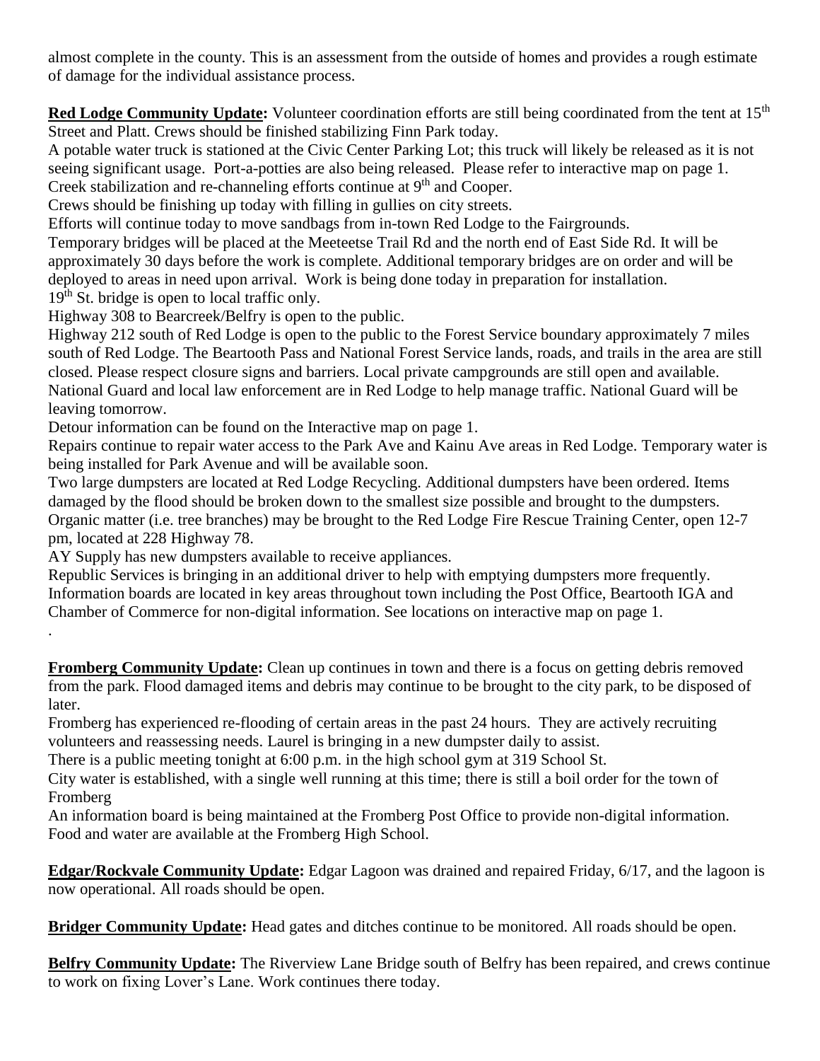almost complete in the county. This is an assessment from the outside of homes and provides a rough estimate of damage for the individual assistance process.

**Red Lodge Community Update:** Volunteer coordination efforts are still being coordinated from the tent at 15th Street and Platt. Crews should be finished stabilizing Finn Park today.

A potable water truck is stationed at the Civic Center Parking Lot; this truck will likely be released as it is not seeing significant usage. Port-a-potties are also being released. Please refer to interactive map on page 1.

Creek stabilization and re-channeling efforts continue at 9th and Cooper.

Crews should be finishing up today with filling in gullies on city streets.

Efforts will continue today to move sandbags from in-town Red Lodge to the Fairgrounds.

Temporary bridges will be placed at the Meeteetse Trail Rd and the north end of East Side Rd. It will be approximately 30 days before the work is complete. Additional temporary bridges are on order and will be deployed to areas in need upon arrival. Work is being done today in preparation for installation.

19th St. bridge is open to local traffic only.

Highway 308 to Bearcreek/Belfry is open to the public.

Highway 212 south of Red Lodge is open to the public to the Forest Service boundary approximately 7 miles south of Red Lodge. The Beartooth Pass and National Forest Service lands, roads, and trails in the area are still closed. Please respect closure signs and barriers. Local private campgrounds are still open and available.

National Guard and local law enforcement are in Red Lodge to help manage traffic. National Guard will be leaving tomorrow.

Detour information can be found on the Interactive map on page 1.

Repairs continue to repair water access to the Park Ave and Kainu Ave areas in Red Lodge. Temporary water is being installed for Park Avenue and will be available soon.

Two large dumpsters are located at Red Lodge Recycling. Additional dumpsters have been ordered. Items damaged by the flood should be broken down to the smallest size possible and brought to the dumpsters.

Organic matter (i.e. tree branches) may be brought to the Red Lodge Fire Rescue Training Center, open 12-7 pm, located at 228 Highway 78.

AY Supply has new dumpsters available to receive appliances.

Republic Services is bringing in an additional driver to help with emptying dumpsters more frequently.

Information boards are located in key areas throughout town including the Post Office, Beartooth IGA and Chamber of Commerce for non-digital information. See locations on interactive map on page 1.

.

**Fromberg Community Update:** Clean up continues in town and there is a focus on getting debris removed from the park. Flood damaged items and debris may continue to be brought to the city park, to be disposed of later.

Fromberg has experienced re-flooding of certain areas in the past 24 hours. They are actively recruiting volunteers and reassessing needs. Laurel is bringing in a new dumpster daily to assist.

There is a public meeting tonight at 6:00 p.m. in the high school gym at 319 School St.

City water is established, with a single well running at this time; there is still a boil order for the town of Fromberg

An information board is being maintained at the Fromberg Post Office to provide non-digital information.

Food and water are available at the Fromberg High School.

**Edgar/Rockvale Community Update:** Edgar Lagoon was drained and repaired Friday, 6/17, and the lagoon is now operational. All roads should be open.

**Bridger Community Update:** Head gates and ditches continue to be monitored. All roads should be open.

**Belfry Community Update:** The Riverview Lane Bridge south of Belfry has been repaired, and crews continue to work on fixing Lover's Lane. Work continues there today.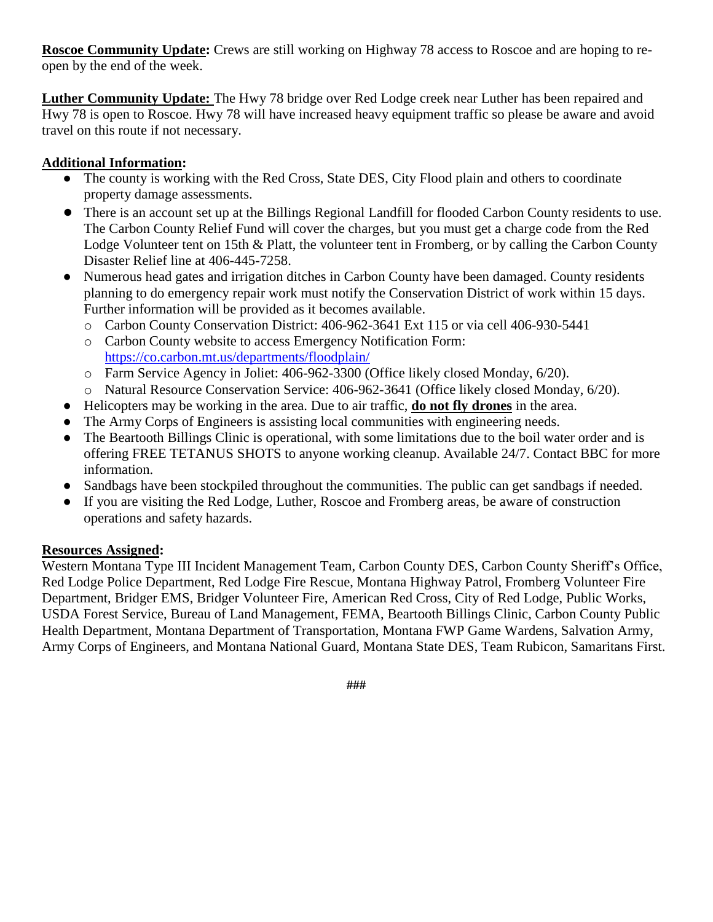**Roscoe Community Update:** Crews are still working on Highway 78 access to Roscoe and are hoping to re-open by the end of the week.

**Luther Community Update:** The Hwy 78 bridge over Red Lodge creek near Luther has been repaired and Hwy 78 is open to Roscoe. Hwy 78 will have increased heavy equipment traffic so please be aware and avoid travel on this route if not necessary.

**Additional Information:**

- The county is working with the Red Cross, State DES, City Flood plain and others to coordinate property damage assessments.
- There is an account set up at the Billings Regional Landfill for flooded Carbon County residents to use. The Carbon County Relief Fund will cover the charges, but you must get a charge code from the Red Lodge Volunteer tent on 15th & Platt, the volunteer tent in Fromberg, or by calling the Carbon County Disaster Relief line at 406-445-7258.
- Numerous head gates and irrigation ditches in Carbon County have been damaged. County residents planning to do emergency repair work must notify the Conservation District of work within 15 days. Further information will be provided as it becomes available.
  - Carbon County Conservation District: 406-962-3641 Ext 115 or via cell 406-930-5441
  - Carbon County website to access Emergency Notification Form: https://co.carbon.mt.us/departments/floodplain/
  - Farm Service Agency in Joliet: 406-962-3300 (Office likely closed Monday, 6/20).
  - Natural Resource Conservation Service: 406-962-3641 (Office likely closed Monday, 6/20).
- Helicopters may be working in the area. Due to air traffic, **do not fly drones** in the area.
- The Army Corps of Engineers is assisting local communities with engineering needs.
- The Beartooth Billings Clinic is operational, with some limitations due to the boil water order and is offering FREE TETANUS SHOTS to anyone working cleanup. Available 24/7. Contact BBC for more information.
- Sandbags have been stockpiled throughout the communities. The public can get sandbags if needed.
- If you are visiting the Red Lodge, Luther, Roscoe and Fromberg areas, be aware of construction operations and safety hazards.

**Resources Assigned:**

Western Montana Type III Incident Management Team, Carbon County DES, Carbon County Sheriff's Office, Red Lodge Police Department, Red Lodge Fire Rescue, Montana Highway Patrol, Fromberg Volunteer Fire Department, Bridger EMS, Bridger Volunteer Fire, American Red Cross, City of Red Lodge, Public Works, USDA Forest Service, Bureau of Land Management, FEMA, Beartooth Billings Clinic, Carbon County Public Health Department, Montana Department of Transportation, Montana FWP Game Wardens, Salvation Army, Army Corps of Engineers, and Montana National Guard, Montana State DES, Team Rubicon, Samaritans First.

###